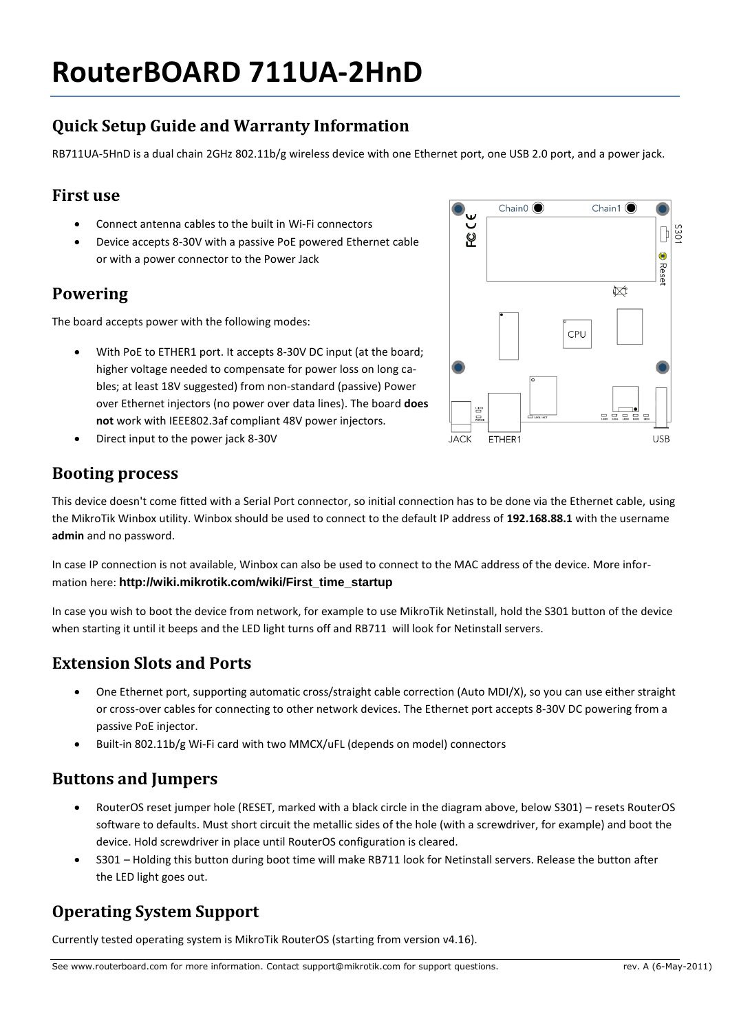# RouterBOARD 711UA-2HnD

## Quick Setup Guide and Warranty Information

RB711UA-5HnD is a dual chain 2GHz 802.11b/g wireless device with one Ethernet port, one USB 2.0 port, and a power jack.

### First use

- Connect antenna cables to the built in Wi-Fi connectors
- Device accepts 8-30V with a passive PoE powered Ethernet cable or with a power connector to the Power Jack

### Powering

The board accepts power with the following modes:

- With PoE to ETHER1 port. It accepts 8-30V DC input (at the board; higher voltage needed to compensate for power loss on long cables; at least 18V suggested) from non-standard (passive) Power over Ethernet injectors (no power over data lines). The board **does not** work with IEEE802.3af compliant 48V power injectors.
- Direct input to the power jack 8-30V

Chain0
Chain1
S301
Reset
CPU
JACK
ETHER1
USB

### Booting process

This device doesn't come fitted with a Serial Port connector, so initial connection has to be done via the Ethernet cable, using the MikroTik Winbox utility. Winbox should be used to connect to the default IP address of **192.168.88.1** with the username **admin** and no password.

In case IP connection is not available, Winbox can also be used to connect to the MAC address of the device. More information here: **http://wiki.mikrotik.com/wiki/First_time_startup**

In case you wish to boot the device from network, for example to use MikroTik Netinstall, hold the S301 button of the device when starting it until it beeps and the LED light turns off and RB711 will look for Netinstall servers.

### Extension Slots and Ports

- One Ethernet port, supporting automatic cross/straight cable correction (Auto MDI/X), so you can use either straight or cross-over cables for connecting to other network devices. The Ethernet port accepts 8-30V DC powering from a passive PoE injector.
- Built-in 802.11b/g Wi-Fi card with two MMCX/uFL (depends on model) connectors

### Buttons and Jumpers

- RouterOS reset jumper hole (RESET, marked with a black circle in the diagram above, below S301) – resets RouterOS software to defaults. Must short circuit the metallic sides of the hole (with a screwdriver, for example) and boot the device. Hold screwdriver in place until RouterOS configuration is cleared.
- S301 – Holding this button during boot time will make RB711 look for Netinstall servers. Release the button after the LED light goes out.

### Operating System Support

Currently tested operating system is MikroTik RouterOS (starting from version v4.16).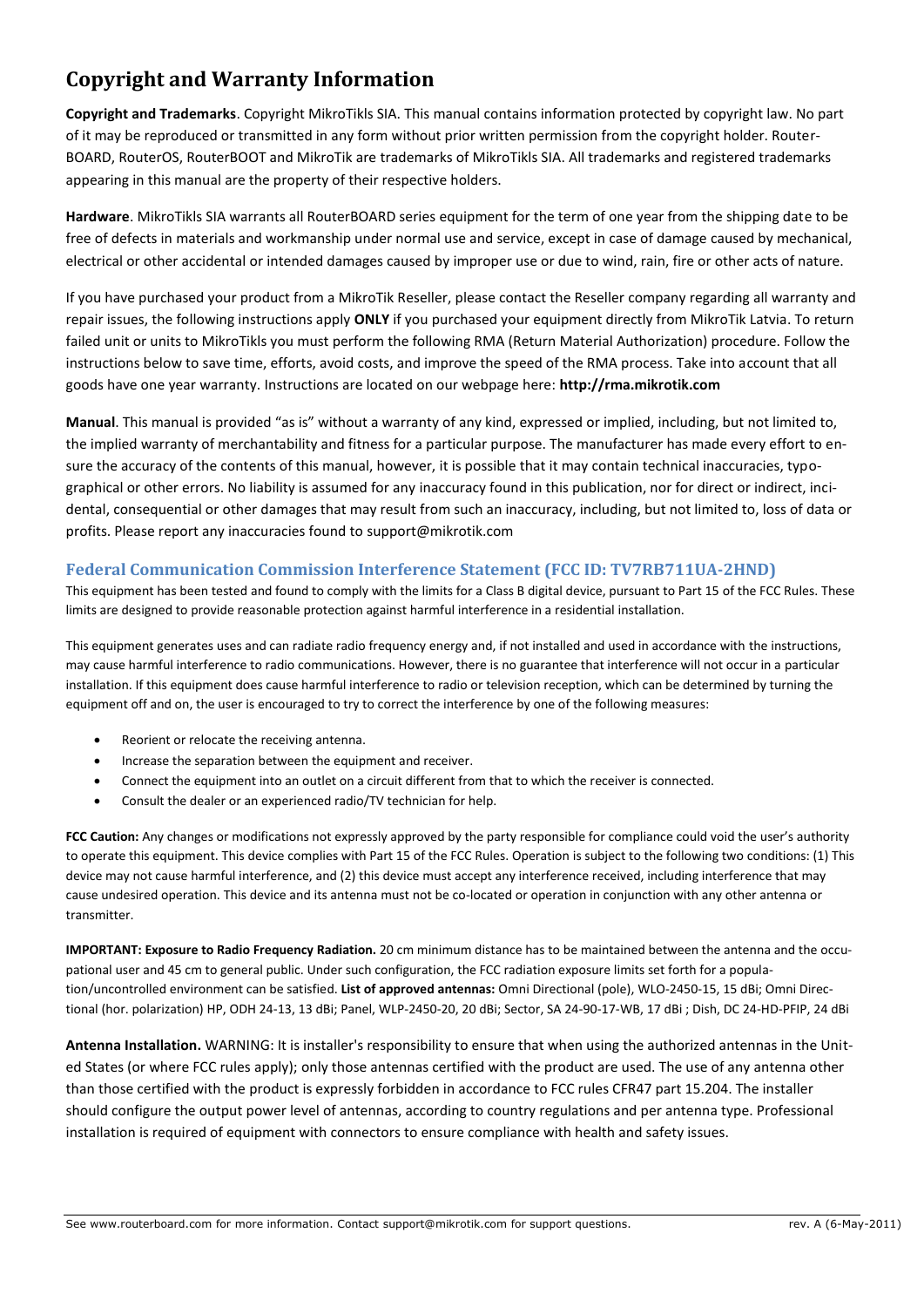# Copyright and Warranty Information

**Copyright and Trademarks**. Copyright MikroTikls SIA. This manual contains information protected by copyright law. No part of it may be reproduced or transmitted in any form without prior written permission from the copyright holder. RouterBOARD, RouterOS, RouterBOOT and MikroTik are trademarks of MikroTikls SIA. All trademarks and registered trademarks appearing in this manual are the property of their respective holders.

**Hardware**. MikroTikls SIA warrants all RouterBOARD series equipment for the term of one year from the shipping date to be free of defects in materials and workmanship under normal use and service, except in case of damage caused by mechanical, electrical or other accidental or intended damages caused by improper use or due to wind, rain, fire or other acts of nature.

If you have purchased your product from a MikroTik Reseller, please contact the Reseller company regarding all warranty and repair issues, the following instructions apply **ONLY** if you purchased your equipment directly from MikroTik Latvia. To return failed unit or units to MikroTikls you must perform the following RMA (Return Material Authorization) procedure. Follow the instructions below to save time, efforts, avoid costs, and improve the speed of the RMA process. Take into account that all goods have one year warranty. Instructions are located on our webpage here: **http://rma.mikrotik.com**

**Manual**. This manual is provided "as is" without a warranty of any kind, expressed or implied, including, but not limited to, the implied warranty of merchantability and fitness for a particular purpose. The manufacturer has made every effort to ensure the accuracy of the contents of this manual, however, it is possible that it may contain technical inaccuracies, typographical or other errors. No liability is assumed for any inaccuracy found in this publication, nor for direct or indirect, incidental, consequential or other damages that may result from such an inaccuracy, including, but not limited to, loss of data or profits. Please report any inaccuracies found to support@mikrotik.com

## Federal Communication Commission Interference Statement (FCC ID: TV7RB711UA-2HND)

This equipment has been tested and found to comply with the limits for a Class B digital device, pursuant to Part 15 of the FCC Rules. These limits are designed to provide reasonable protection against harmful interference in a residential installation.

This equipment generates uses and can radiate radio frequency energy and, if not installed and used in accordance with the instructions, may cause harmful interference to radio communications. However, there is no guarantee that interference will not occur in a particular installation. If this equipment does cause harmful interference to radio or television reception, which can be determined by turning the equipment off and on, the user is encouraged to try to correct the interference by one of the following measures:

- Reorient or relocate the receiving antenna.
- Increase the separation between the equipment and receiver.
- Connect the equipment into an outlet on a circuit different from that to which the receiver is connected.
- Consult the dealer or an experienced radio/TV technician for help.

**FCC Caution:** Any changes or modifications not expressly approved by the party responsible for compliance could void the user's authority to operate this equipment. This device complies with Part 15 of the FCC Rules. Operation is subject to the following two conditions: (1) This device may not cause harmful interference, and (2) this device must accept any interference received, including interference that may cause undesired operation. This device and its antenna must not be co-located or operation in conjunction with any other antenna or transmitter.

**IMPORTANT: Exposure to Radio Frequency Radiation.** 20 cm minimum distance has to be maintained between the antenna and the occupational user and 45 cm to general public. Under such configuration, the FCC radiation exposure limits set forth for a population/uncontrolled environment can be satisfied. **List of approved antennas:** Omni Directional (pole), WLO-2450-15, 15 dBi; Omni Directional (hor. polarization) HP, ODH 24-13, 13 dBi; Panel, WLP-2450-20, 20 dBi; Sector, SA 24-90-17-WB, 17 dBi ; Dish, DC 24-HD-PFIP, 24 dBi

**Antenna Installation.** WARNING: It is installer's responsibility to ensure that when using the authorized antennas in the United States (or where FCC rules apply); only those antennas certified with the product are used. The use of any antenna other than those certified with the product is expressly forbidden in accordance to FCC rules CFR47 part 15.204. The installer should configure the output power level of antennas, according to country regulations and per antenna type. Professional installation is required of equipment with connectors to ensure compliance with health and safety issues.